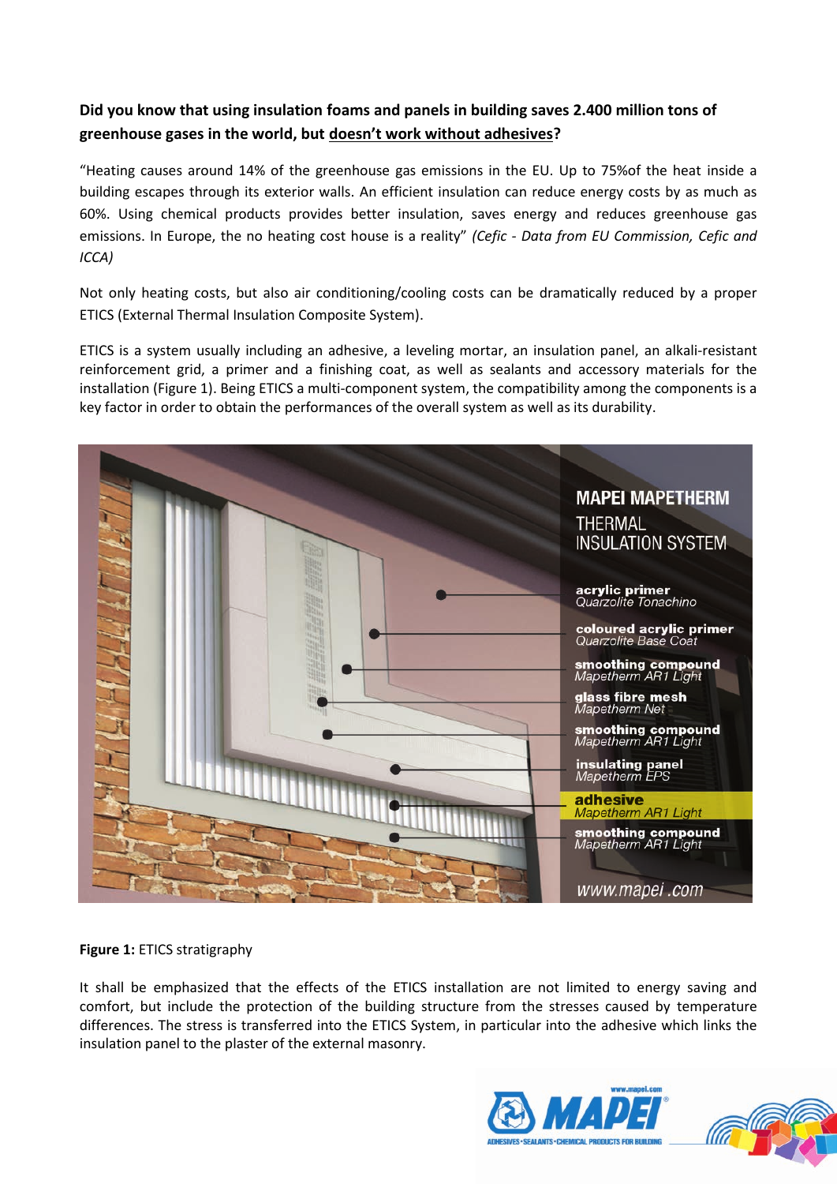**Did you know that using insulation foams and panels in building saves 2.400 million tons of greenhouse gases in the world, but doesn't work without adhesives?**

"Heating causes around 14% of the greenhouse gas emissions in the EU. Up to 75%of the heat inside a building escapes through its exterior walls. An efficient insulation can reduce energy costs by as much as 60%. Using chemical products provides better insulation, saves energy and reduces greenhouse gas emissions. In Europe, the no heating cost house is a reality" *(Cefic - Data from EU Commission, Cefic and ICCA)*

Not only heating costs, but also air conditioning/cooling costs can be dramatically reduced by a proper ETICS (External Thermal Insulation Composite System).

ETICS is a system usually including an adhesive, a leveling mortar, an insulation panel, an alkali-resistant reinforcement grid, a primer and a finishing coat, as well as sealants and accessory materials for the installation (Figure 1). Being ETICS a multi-component system, the compatibility among the components is a key factor in order to obtain the performances of the overall system as well as its durability.

MAPEI MAPETHERM
THERMAL INSULATION SYSTEM

acrylic primer
Quarzolite Tonachino

coloured acrylic primer
Quarzolite Base Coat

smoothing compound
Mapetherm AR1 Light

glass fibre mesh
Mapetherm Net

smoothing compound
Mapetherm AR1 Light

insulating panel
Mapetherm EPS

adhesive
Mapetherm AR1 Light

smoothing compound
Mapetherm AR1 Light

www.mapei.com

**Figure 1:** ETICS stratigraphy

It shall be emphasized that the effects of the ETICS installation are not limited to energy saving and comfort, but include the protection of the building structure from the stresses caused by temperature differences. The stress is transferred into the ETICS System, in particular into the adhesive which links the insulation panel to the plaster of the external masonry.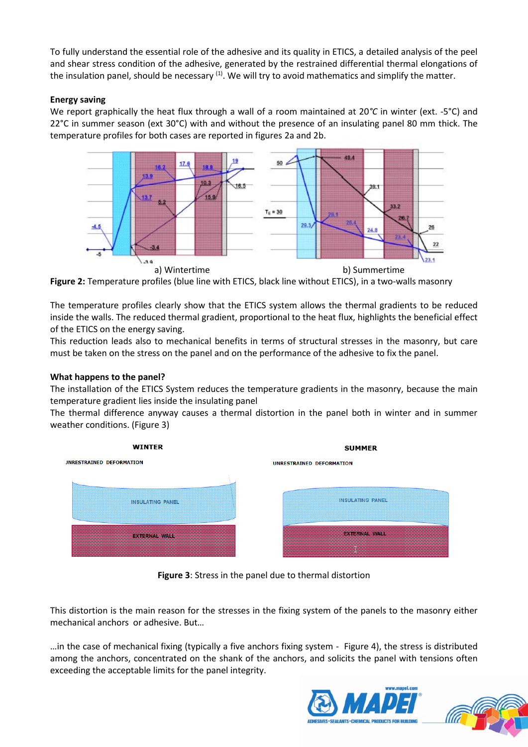To fully understand the essential role of the adhesive and its quality in ETICS, a detailed analysis of the peel and shear stress condition of the adhesive, generated by the restrained differential thermal elongations of the insulation panel, should be necessary [1]. We will try to avoid mathematics and simplify the matter.

**Energy saving**

We report graphically the heat flux through a wall of a room maintained at 20°C in winter (ext. -5°C) and 22°C in summer season (ext 30°C) with and without the presence of an insulating panel 80 mm thick. The temperature profiles for both cases are reported in figures 2a and 2b.

-5
-4.5
-3.9
-3.4
13.7
13.9
16.2
5.2
17.6
10.3
18.8
15.9
19
16.5

50
$T_E = 30$
29.3
49.4
29.1
28.4
39.1
24.8
33.2
26.7
23.4
26
22
23.1

a) Wintertime

b) Summertime

**Figure 2:** Temperature profiles (blue line with ETICS, black line without ETICS), in a two-walls masonry

The temperature profiles clearly show that the ETICS system allows the thermal gradients to be reduced inside the walls. The reduced thermal gradient, proportional to the heat flux, highlights the beneficial effect of the ETICS on the energy saving.

This reduction leads also to mechanical benefits in terms of structural stresses in the masonry, but care must be taken on the stress on the panel and on the performance of the adhesive to fix the panel.

**What happens to the panel?**

The installation of the ETICS System reduces the temperature gradients in the masonry, because the main temperature gradient lies inside the insulating panel

The thermal difference anyway causes a thermal distortion in the panel both in winter and in summer weather conditions. (Figure 3)

WINTER
UNRESTRAINED DEFORMATION
INSULATING PANEL
EXTERNAL WALL

SUMMER
UNRESTRAINED DEFORMATION
INSULATING PANEL
EXTERNAL WALL

**Figure 3**: Stress in the panel due to thermal distortion

This distortion is the main reason for the stresses in the fixing system of the panels to the masonry either mechanical anchors or adhesive. But…

…in the case of mechanical fixing (typically a five anchors fixing system - Figure 4), the stress is distributed among the anchors, concentrated on the shank of the anchors, and solicits the panel with tensions often exceeding the acceptable limits for the panel integrity.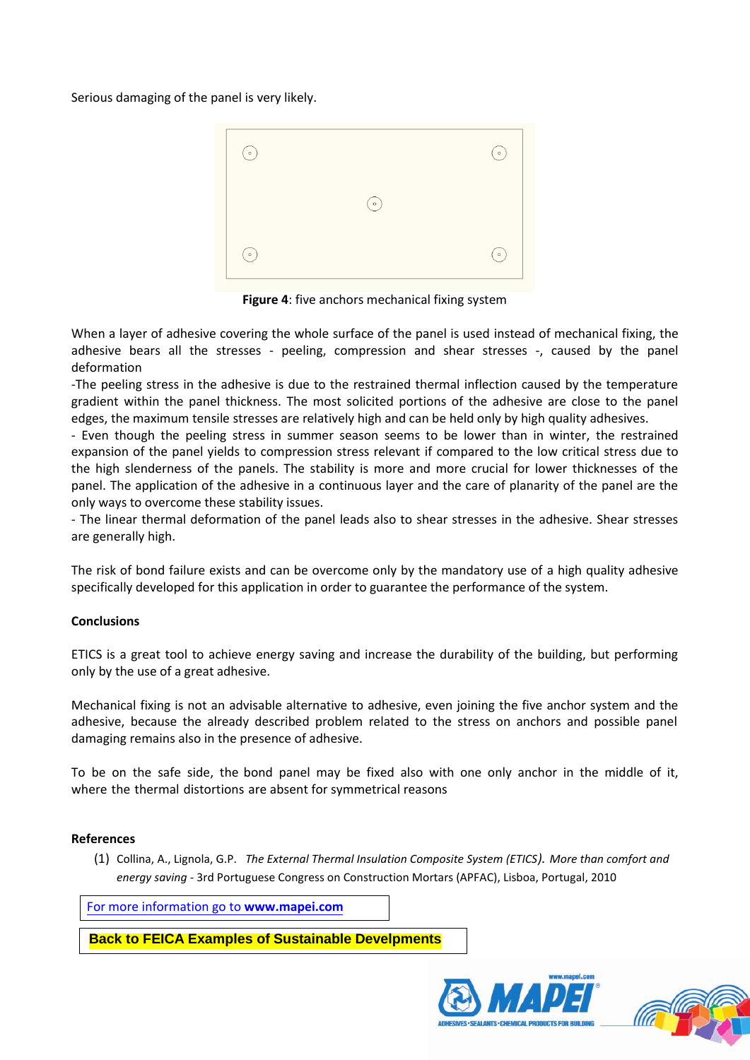Serious damaging of the panel is very likely.

**Figure 4**: five anchors mechanical fixing system

When a layer of adhesive covering the whole surface of the panel is used instead of mechanical fixing, the adhesive bears all the stresses - peeling, compression and shear stresses -, caused by the panel deformation

-The peeling stress in the adhesive is due to the restrained thermal inflection caused by the temperature gradient within the panel thickness. The most solicited portions of the adhesive are close to the panel edges, the maximum tensile stresses are relatively high and can be held only by high quality adhesives.

- Even though the peeling stress in summer season seems to be lower than in winter, the restrained expansion of the panel yields to compression stress relevant if compared to the low critical stress due to the high slenderness of the panels. The stability is more and more crucial for lower thicknesses of the panel. The application of the adhesive in a continuous layer and the care of planarity of the panel are the only ways to overcome these stability issues.

- The linear thermal deformation of the panel leads also to shear stresses in the adhesive. Shear stresses are generally high.

The risk of bond failure exists and can be overcome only by the mandatory use of a high quality adhesive specifically developed for this application in order to guarantee the performance of the system.

**Conclusions**

ETICS is a great tool to achieve energy saving and increase the durability of the building, but performing only by the use of a great adhesive.

Mechanical fixing is not an advisable alternative to adhesive, even joining the five anchor system and the adhesive, because the already described problem related to the stress on anchors and possible panel damaging remains also in the presence of adhesive.

To be on the safe side, the bond panel may be fixed also with one only anchor in the middle of it, where the thermal distortions are absent for symmetrical reasons

**References**

(1) Collina, A., Lignola, G.P. *The External Thermal Insulation Composite System (ETICS). More than comfort and energy saving* - 3rd Portuguese Congress on Construction Mortars (APFAC), Lisboa, Portugal, 2010

For more information go to **www.mapei.com**

**Back to FEICA Examples of Sustainable Develpments**